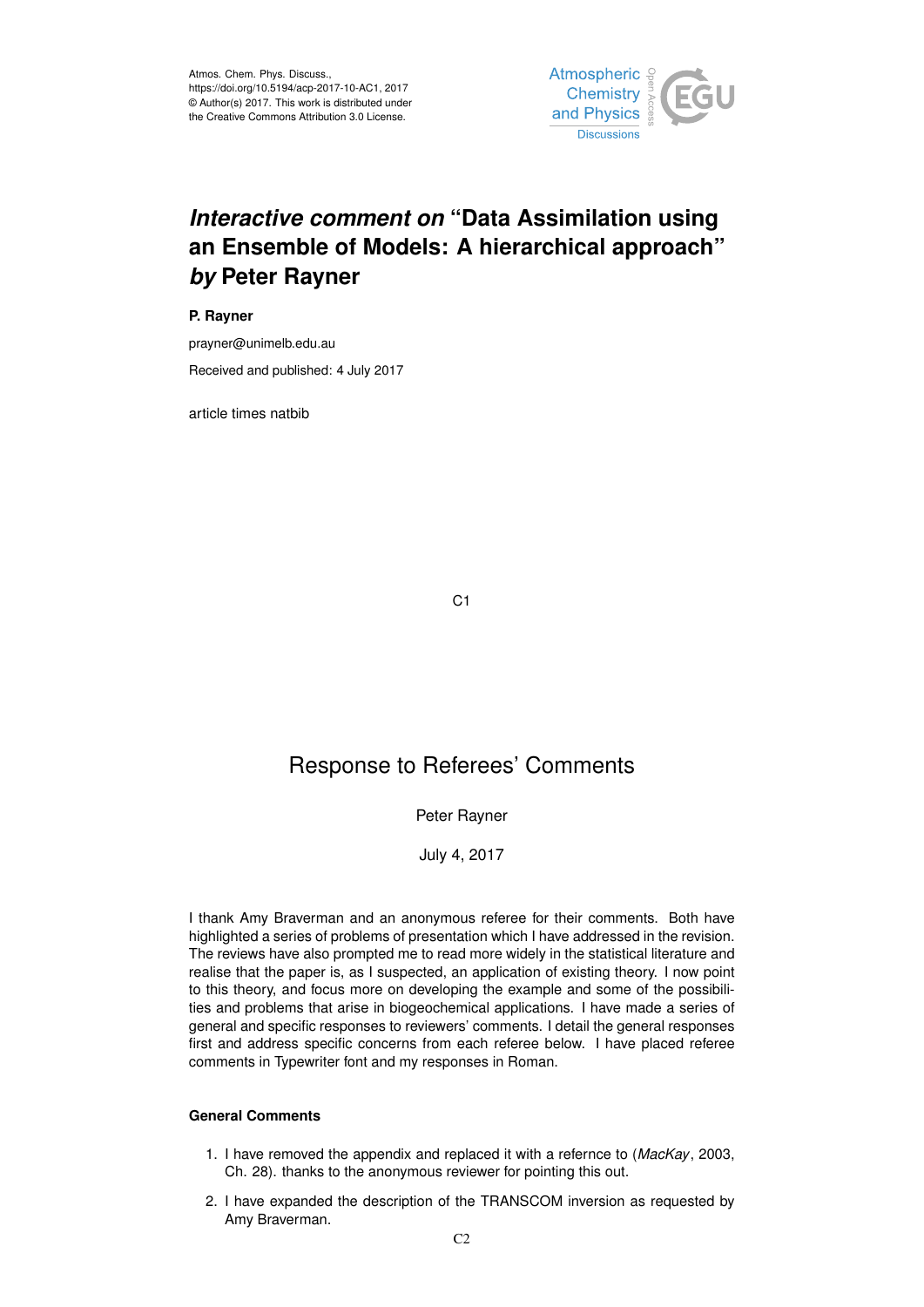# *Interactive comment on* "Data Assimilation using an Ensemble of Models: A hierarchical approach" *by* Peter Rayner

**P. Rayner**

prayner@unimelb.edu.au

Received and published: 4 July 2017

article times natbib

## Response to Referees' Comments

Peter Rayner

July 4, 2017

I thank Amy Braverman and an anonymous referee for their comments. Both have highlighted a series of problems of presentation which I have addressed in the revision. The reviews have also prompted me to read more widely in the statistical literature and realise that the paper is, as I suspected, an application of existing theory. I now point to this theory, and focus more on developing the example and some of the possibilities and problems that arise in biogeochemical applications. I have made a series of general and specific responses to reviewers' comments. I detail the general responses first and address specific concerns from each referee below. I have placed referee comments in Typewriter font and my responses in Roman.

### General Comments

1. I have removed the appendix and replaced it with a refernce to (*MacKay*, 2003, Ch. 28). thanks to the anonymous reviewer for pointing this out.
2. I have expanded the description of the TRANSCOM inversion as requested by Amy Braverman.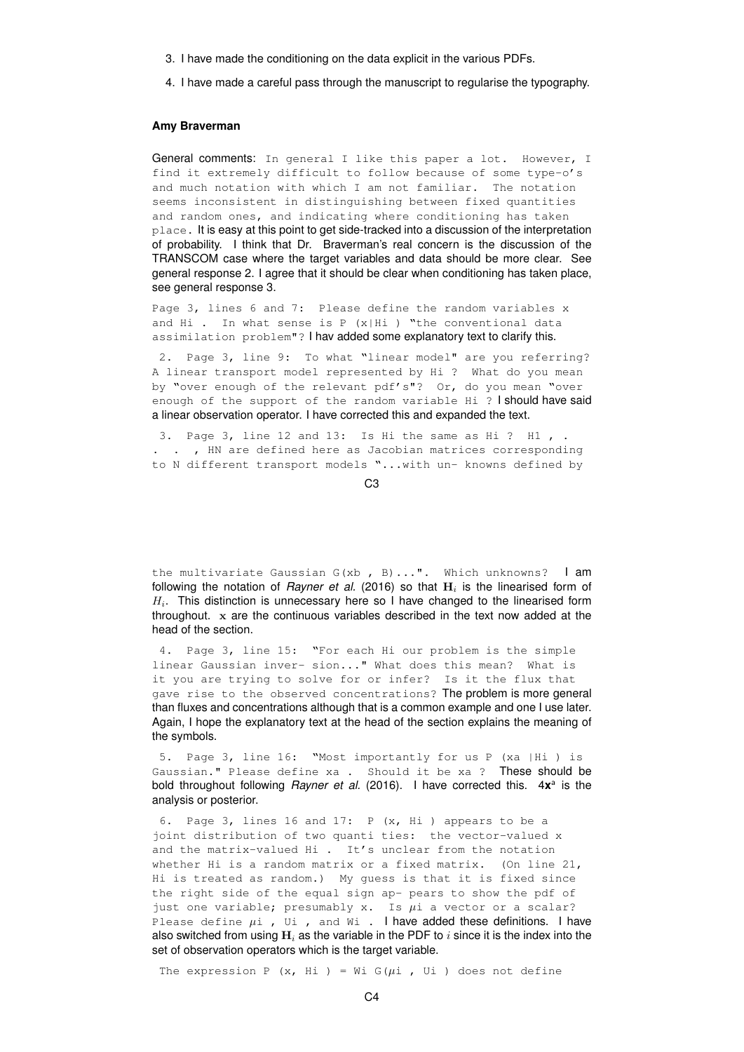3. I have made the conditioning on the data explicit in the various PDFs.

4. I have made a careful pass through the manuscript to regularise the typography.

**Amy Braverman**

General comments: In general I like this paper a lot. However, I find it extremely difficult to follow because of some type-o's and much notation with which I am not familiar. The notation seems inconsistent in distinguishing between fixed quantities and random ones, and indicating where conditioning has taken place. It is easy at this point to get side-tracked into a discussion of the interpretation of probability. I think that Dr. Braverman's real concern is the discussion of the TRANSCOM case where the target variables and data should be more clear. See general response 2. I agree that it should be clear when conditioning has taken place, see general response 3.

Page 3, lines 6 and 7: Please define the random variables x and Hi . In what sense is P (x|Hi ) "the conventional data assimilation problem"? I hav added some explanatory text to clarify this.

2. Page 3, line 9: To what "linear model" are you referring? A linear transport model represented by Hi ? What do you mean by "over enough of the relevant pdf's"? Or, do you mean "over enough of the support of the random variable Hi ? I should have said a linear observation operator. I have corrected this and expanded the text.

3. Page 3, line 12 and 13: Is Hi the same as Hi ? H1 , . . . , HN are defined here as Jacobian matrices corresponding to N different transport models "...with un- knowns defined by the multivariate Gaussian G(xb , B)...". Which unknowns? I am following the notation of *Rayner et al.* (2016) so that $\mathbf{H}_i$ is the linearised form of $H_i$. This distinction is unnecessary here so I have changed to the linearised form throughout. $\mathbf{x}$ are the continuous variables described in the text now added at the head of the section.

4. Page 3, line 15: "For each Hi our problem is the simple linear Gaussian inver- sion..." What does this mean? What is it you are trying to solve for or infer? Is it the flux that gave rise to the observed concentrations? The problem is more general than fluxes and concentrations although that is a common example and one I use later. Again, I hope the explanatory text at the head of the section explains the meaning of the symbols.

5. Page 3, line 16: "Most importantly for us P (xa |Hi ) is Gaussian." Please define xa . Should it be xa ? These should be bold throughout following *Rayner et al.* (2016). I have corrected this. 4$\mathbf{x}^{\mathrm{a}}$ is the analysis or posterior.

6. Page 3, lines 16 and 17: P (x, Hi ) appears to be a joint distribution of two quanti ties: the vector-valued x and the matrix-valued Hi . It's unclear from the notation whether Hi is a random matrix or a fixed matrix. (On line 21, Hi is treated as random.) My guess is that it is fixed since the right side of the equal sign ap- pears to show the pdf of just one variable; presumably x. Is $\mu$i a vector or a scalar? Please define $\mu$i , Ui , and Wi . I have added these definitions. I have also switched from using $\mathbf{H}_i$ as the variable in the PDF to $i$ since it is the index into the set of observation operators which is the target variable.

The expression P (x, Hi ) = Wi G($\mu$i , Ui ) does not define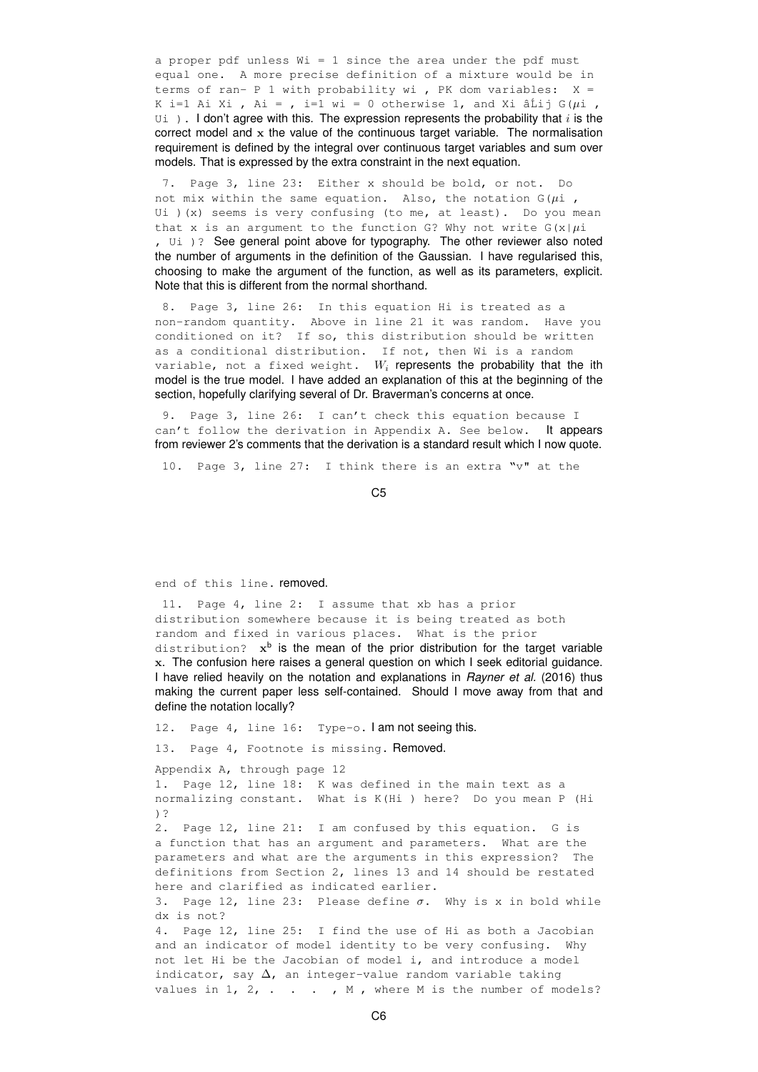a proper pdf unless Wi = 1 since the area under the pdf must equal one. A more precise definition of a mixture would be in terms of ran- P 1 with probability wi , PK dom variables: X = K i=1 Ai Xi , Ai = , i=1 wi = 0 otherwise 1, and Xi âĹij G($\mu$i , Ui ). I don't agree with this. The expression represents the probability that $i$ is the correct model and $\mathbf{x}$ the value of the continuous target variable. The normalisation requirement is defined by the integral over continuous target variables and sum over models. That is expressed by the extra constraint in the next equation.

7. Page 3, line 23: Either x should be bold, or not. Do not mix within the same equation. Also, the notation G($\mu$i , Ui )(x) seems is very confusing (to me, at least). Do you mean that x is an argument to the function G? Why not write G(x|$\mu$i , Ui )? See general point above for typography. The other reviewer also noted the number of arguments in the definition of the Gaussian. I have regularised this, choosing to make the argument of the function, as well as its parameters, explicit. Note that this is different from the normal shorthand.

8. Page 3, line 26: In this equation Hi is treated as a non-random quantity. Above in line 21 it was random. Have you conditioned on it? If so, this distribution should be written as a conditional distribution. If not, then Wi is a random variable, not a fixed weight. $W_i$ represents the probability that the ith model is the true model. I have added an explanation of this at the beginning of the section, hopefully clarifying several of Dr. Braverman's concerns at once.

9. Page 3, line 26: I can't check this equation because I can't follow the derivation in Appendix A. See below. It appears from reviewer 2's comments that the derivation is a standard result which I now quote.

10. Page 3, line 27: I think there is an extra "v" at the end of this line. removed.

11. Page 4, line 2: I assume that xb has a prior distribution somewhere because it is being treated as both random and fixed in various places. What is the prior distribution? $\mathbf{x}^b$ is the mean of the prior distribution for the target variable $\mathbf{x}$. The confusion here raises a general question on which I seek editorial guidance. I have relied heavily on the notation and explanations in *Rayner et al.* (2016) thus making the current paper less self-contained. Should I move away from that and define the notation locally?

12. Page 4, line 16: Type-o. I am not seeing this.

13. Page 4, Footnote is missing. Removed.

Appendix A, through page 12

1. Page 12, line 18: K was defined in the main text as a normalizing constant. What is K(Hi ) here? Do you mean P (Hi )?
2. Page 12, line 21: I am confused by this equation. G is a function that has an argument and parameters. What are the parameters and what are the arguments in this expression? The definitions from Section 2, lines 13 and 14 should be restated here and clarified as indicated earlier.
3. Page 12, line 23: Please define $\sigma$. Why is x in bold while dx is not?
4. Page 12, line 25: I find the use of Hi as both a Jacobian and an indicator of model identity to be very confusing. Why not let Hi be the Jacobian of model i, and introduce a model indicator, say $\Delta$, an integer-value random variable taking values in 1, 2, . . . , M , where M is the number of models?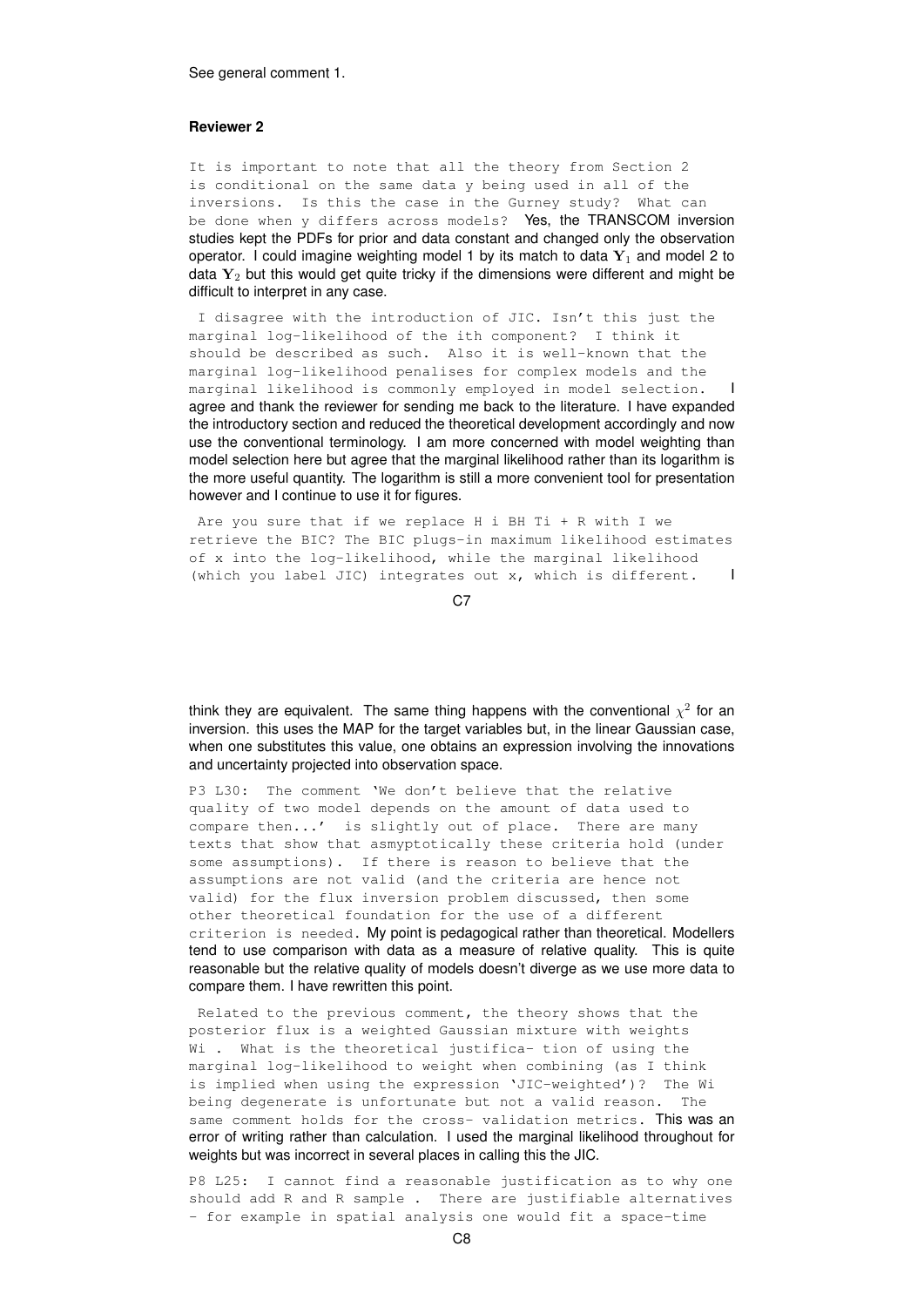See general comment 1.

**Reviewer 2**

```
It is important to note that all the theory from Section 2
is conditional on the same data y being used in all of the
inversions. Is this the case in the Gurney study? What can
be done when y differs across models?
```
Yes, the TRANSCOM inversion studies kept the PDFs for prior and data constant and changed only the observation operator. I could imagine weighting model 1 by its match to data $\mathbf{Y}_1$ and model 2 to data $\mathbf{Y}_2$ but this would get quite tricky if the dimensions were different and might be difficult to interpret in any case.

```
I disagree with the introduction of JIC. Isn't this just the
marginal log-likelihood of the ith component? I think it
should be described as such. Also it is well-known that the
marginal log-likelihood penalises for complex models and the
marginal likelihood is commonly employed in model selection.
```
I agree and thank the reviewer for sending me back to the literature. I have expanded the introductory section and reduced the theoretical development accordingly and now use the conventional terminology. I am more concerned with model weighting than model selection here but agree that the marginal likelihood rather than its logarithm is the more useful quantity. The logarithm is still a more convenient tool for presentation however and I continue to use it for figures.

```
Are you sure that if we replace H i BH Ti + R with I we
retrieve the BIC? The BIC plugs-in maximum likelihood estimates
of x into the log-likelihood, while the marginal likelihood
(which you label JIC) integrates out x, which is different.
```
I think they are equivalent. The same thing happens with the conventional $\chi^2$ for an inversion. this uses the MAP for the target variables but, in the linear Gaussian case, when one substitutes this value, one obtains an expression involving the innovations and uncertainty projected into observation space.

```
P3 L30: The comment 'We don't believe that the relative
quality of two model depends on the amount of data used to
compare then...' is slightly out of place. There are many
texts that show that asmyptotically these criteria hold (under
some assumptions). If there is reason to believe that the
assumptions are not valid (and the criteria are hence not
valid) for the flux inversion problem discussed, then some
other theoretical foundation for the use of a different
criterion is needed.
```
My point is pedagogical rather than theoretical. Modellers tend to use comparison with data as a measure of relative quality. This is quite reasonable but the relative quality of models doesn't diverge as we use more data to compare them. I have rewritten this point.

```
Related to the previous comment, the theory shows that the
posterior flux is a weighted Gaussian mixture with weights
Wi . What is the theoretical justifica- tion of using the
marginal log-likelihood to weight when combining (as I think
is implied when using the expression 'JIC-weighted')? The Wi
being degenerate is unfortunate but not a valid reason. The
same comment holds for the cross- validation metrics.
```
This was an error of writing rather than calculation. I used the marginal likelihood throughout for weights but was incorrect in several places in calling this the JIC.

```
P8 L25: I cannot find a reasonable justification as to why one
should add R and R sample . There are justifiable alternatives
- for example in spatial analysis one would fit a space-time
```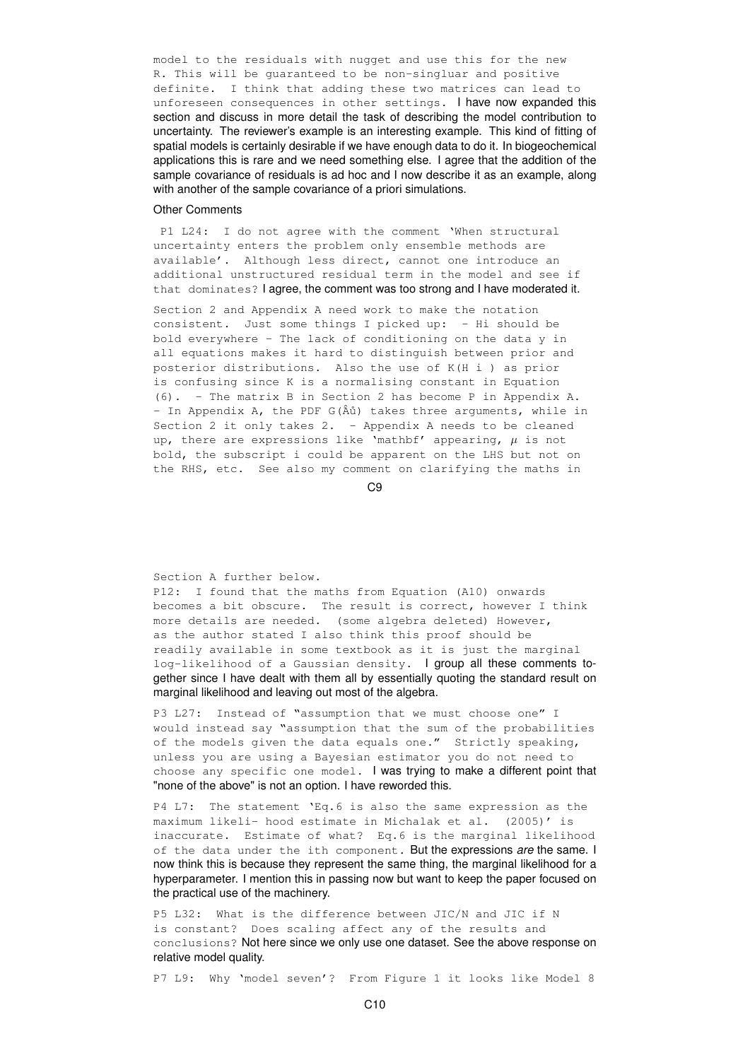model to the residuals with nugget and use this for the new R. This will be guaranteed to be non-singluar and positive definite. I think that adding these two matrices can lead to unforeseen consequences in other settings. I have now expanded this section and discuss in more detail the task of describing the model contribution to uncertainty. The reviewer's example is an interesting example. This kind of fitting of spatial models is certainly desirable if we have enough data to do it. In biogeochemical applications this is rare and we need something else. I agree that the addition of the sample covariance of residuals is ad hoc and I now describe it as an example, along with another of the sample covariance of a priori simulations.

Other Comments

P1 L24: I do not agree with the comment 'When structural uncertainty enters the problem only ensemble methods are available'. Although less direct, cannot one introduce an additional unstructured residual term in the model and see if that dominates? I agree, the comment was too strong and I have moderated it.

Section 2 and Appendix A need work to make the notation consistent. Just some things I picked up: - Hi should be bold everywhere - The lack of conditioning on the data y in all equations makes it hard to distinguish between prior and posterior distributions. Also the use of K(H i ) as prior is confusing since K is a normalising constant in Equation (6). - The matrix B in Section 2 has become P in Appendix A. - In Appendix A, the PDF G(Âů) takes three arguments, while in Section 2 it only takes 2. - Appendix A needs to be cleaned up, there are expressions like 'mathbf' appearing, $\mu$ is not bold, the subscript i could be apparent on the LHS but not on the RHS, etc. See also my comment on clarifying the maths in Section A further below.

P12: I found that the maths from Equation (A10) onwards becomes a bit obscure. The result is correct, however I think more details are needed. (some algebra deleted) However, as the author stated I also think this proof should be readily available in some textbook as it is just the marginal log-likelihood of a Gaussian density. I group all these comments together since I have dealt with them all by essentially quoting the standard result on marginal likelihood and leaving out most of the algebra.

P3 L27: Instead of "assumption that we must choose one" I would instead say "assumption that the sum of the probabilities of the models given the data equals one." Strictly speaking, unless you are using a Bayesian estimator you do not need to choose any specific one model. I was trying to make a different point that "none of the above" is not an option. I have reworded this.

P4 L7: The statement 'Eq.6 is also the same expression as the maximum likeli- hood estimate in Michalak et al. (2005)' is inaccurate. Estimate of what? Eq.6 is the marginal likelihood of the data under the ith component. But the expressions *are* the same. I now think this is because they represent the same thing, the marginal likelihood for a hyperparameter. I mention this in passing now but want to keep the paper focused on the practical use of the machinery.

P5 L32: What is the difference between JIC/N and JIC if N is constant? Does scaling affect any of the results and conclusions? Not here since we only use one dataset. See the above response on relative model quality.

P7 L9: Why 'model seven'? From Figure 1 it looks like Model 8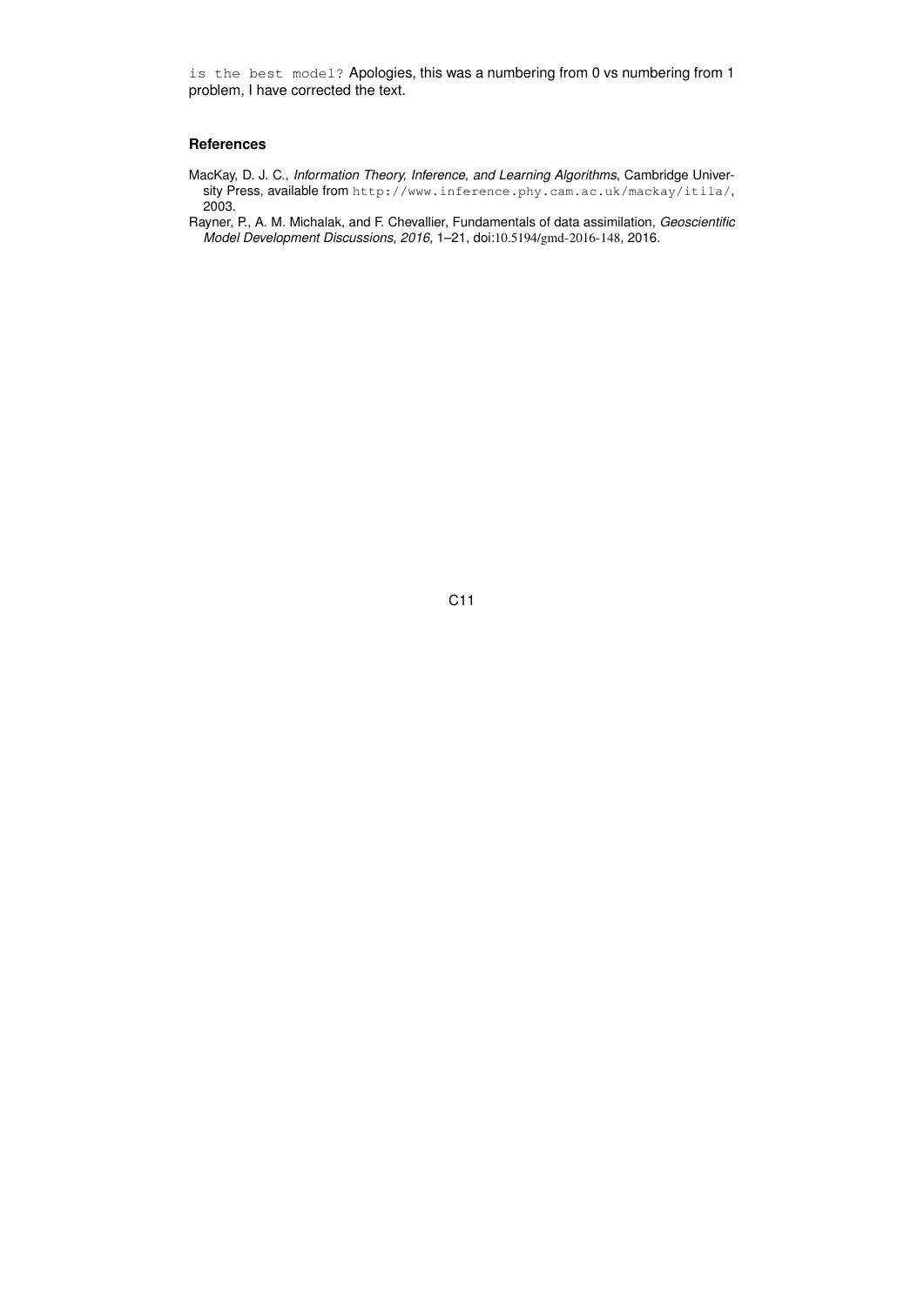`is the best model?` Apologies, this was a numbering from 0 vs numbering from 1 problem, I have corrected the text.

## References

MacKay, D. J. C., *Information Theory, Inference, and Learning Algorithms*, Cambridge University Press, available from `http://www.inference.phy.cam.ac.uk/mackay/itila/`, 2003.

Rayner, P., A. M. Michalak, and F. Chevallier, Fundamentals of data assimilation, *Geoscientific Model Development Discussions*, *2016*, 1–21, doi:10.5194/gmd-2016-148, 2016.